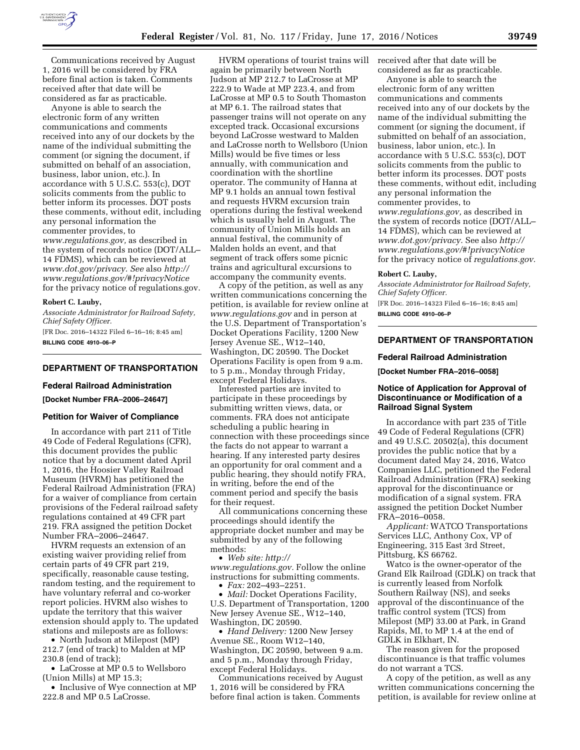Communications received by August 1, 2016 will be considered by FRA before final action is taken. Comments received after that date will be considered as far as practicable.

Anyone is able to search the electronic form of any written communications and comments received into any of our dockets by the name of the individual submitting the comment (or signing the document, if submitted on behalf of an association, business, labor union, etc.). In accordance with 5 U.S.C. 553(c), DOT solicits comments from the public to better inform its processes. DOT posts these comments, without edit, including any personal information the commenter provides, to *www.regulations.gov,* as described in the system of records notice (DOT/ALL–14 FDMS), which can be reviewed at *www.dot.gov/privacy. See* also *http://www.regulations.gov/#!privacyNotice* for the privacy notice of regulations.gov.

**Robert C. Lauby,**

*Associate Administrator for Railroad Safety, Chief Safety Officer.*

[FR Doc. 2016–14322 Filed 6–16–16; 8:45 am]

**BILLING CODE 4910–06–P**

## DEPARTMENT OF TRANSPORTATION

### Federal Railroad Administration

**[Docket Number FRA–2006–24647]**

### Petition for Waiver of Compliance

In accordance with part 211 of Title 49 Code of Federal Regulations (CFR), this document provides the public notice that by a document dated April 1, 2016, the Hoosier Valley Railroad Museum (HVRM) has petitioned the Federal Railroad Administration (FRA) for a waiver of compliance from certain provisions of the Federal railroad safety regulations contained at 49 CFR part 219. FRA assigned the petition Docket Number FRA–2006–24647.

HVRM requests an extension of an existing waiver providing relief from certain parts of 49 CFR part 219, specifically, reasonable cause testing, random testing, and the requirement to have voluntary referral and co-worker report policies. HVRM also wishes to update the territory that this waiver extension should apply to. The updated stations and mileposts are as follows:

- North Judson at Milepost (MP) 212.7 (end of track) to Malden at MP 230.8 (end of track);
- LaCrosse at MP 0.5 to Wellsboro (Union Mills) at MP 15.3;
- Inclusive of Wye connection at MP 222.8 and MP 0.5 LaCrosse.

HVRM operations of tourist trains will again be primarily between North Judson at MP 212.7 to LaCrosse at MP 222.9 to Wade at MP 223.4, and from LaCrosse at MP 0.5 to South Thomaston at MP 6.1. The railroad states that passenger trains will not operate on any excepted track. Occasional excursions beyond LaCrosse westward to Malden and LaCrosse north to Wellsboro (Union Mills) would be five times or less annually, with communication and coordination with the shortline operator. The community of Hanna at MP 9.1 holds an annual town festival and requests HVRM excursion train operations during the festival weekend which is usually held in August. The community of Union Mills holds an annual festival, the community of Malden holds an event, and that segment of track offers some picnic trains and agricultural excursions to accompany the community events.

A copy of the petition, as well as any written communications concerning the petition, is available for review online at *www.regulations.gov* and in person at the U.S. Department of Transportation's Docket Operations Facility, 1200 New Jersey Avenue SE., W12–140, Washington, DC 20590. The Docket Operations Facility is open from 9 a.m. to 5 p.m., Monday through Friday, except Federal Holidays.

Interested parties are invited to participate in these proceedings by submitting written views, data, or comments. FRA does not anticipate scheduling a public hearing in connection with these proceedings since the facts do not appear to warrant a hearing. If any interested party desires an opportunity for oral comment and a public hearing, they should notify FRA, in writing, before the end of the comment period and specify the basis for their request.

All communications concerning these proceedings should identify the appropriate docket number and may be submitted by any of the following methods:

- *Web site: http://www.regulations.gov.* Follow the online instructions for submitting comments.
- *Fax:* 202–493–2251.
- *Mail:* Docket Operations Facility, U.S. Department of Transportation, 1200 New Jersey Avenue SE., W12–140, Washington, DC 20590.
- *Hand Delivery:* 1200 New Jersey Avenue SE., Room W12–140, Washington, DC 20590, between 9 a.m. and 5 p.m., Monday through Friday, except Federal Holidays.

Communications received by August 1, 2016 will be considered by FRA before final action is taken. Comments received after that date will be considered as far as practicable.

Anyone is able to search the electronic form of any written communications and comments received into any of our dockets by the name of the individual submitting the comment (or signing the document, if submitted on behalf of an association, business, labor union, etc.). In accordance with 5 U.S.C. 553(c), DOT solicits comments from the public to better inform its processes. DOT posts these comments, without edit, including any personal information the commenter provides, to *www.regulations.gov,* as described in the system of records notice (DOT/ALL–14 FDMS), which can be reviewed at *www.dot.gov/privacy.* See also *http://www.regulations.gov/#!privacyNotice* for the privacy notice of *regulations.gov.*

**Robert C. Lauby,**

*Associate Administrator for Railroad Safety, Chief Safety Officer.*

[FR Doc. 2016–14323 Filed 6–16–16; 8:45 am]

**BILLING CODE 4910–06–P**

## DEPARTMENT OF TRANSPORTATION

### Federal Railroad Administration

**[Docket Number FRA–2016–0058]**

### Notice of Application for Approval of Discontinuance or Modification of a Railroad Signal System

In accordance with part 235 of Title 49 Code of Federal Regulations (CFR) and 49 U.S.C. 20502(a), this document provides the public notice that by a document dated May 24, 2016, Watco Companies LLC, petitioned the Federal Railroad Administration (FRA) seeking approval for the discontinuance or modification of a signal system. FRA assigned the petition Docket Number FRA–2016–0058.

*Applicant:* WATCO Transportations Services LLC, Anthony Cox, VP of Engineering, 315 East 3rd Street, Pittsburg, KS 66762.

Watco is the owner-operator of the Grand Elk Railroad (GDLK) on track that is currently leased from Norfolk Southern Railway (NS), and seeks approval of the discontinuance of the traffic control system (TCS) from Milepost (MP) 33.00 at Park, in Grand Rapids, MI, to MP 1.4 at the end of GDLK in Elkhart, IN.

The reason given for the proposed discontinuance is that traffic volumes do not warrant a TCS.

A copy of the petition, as well as any written communications concerning the petition, is available for review online at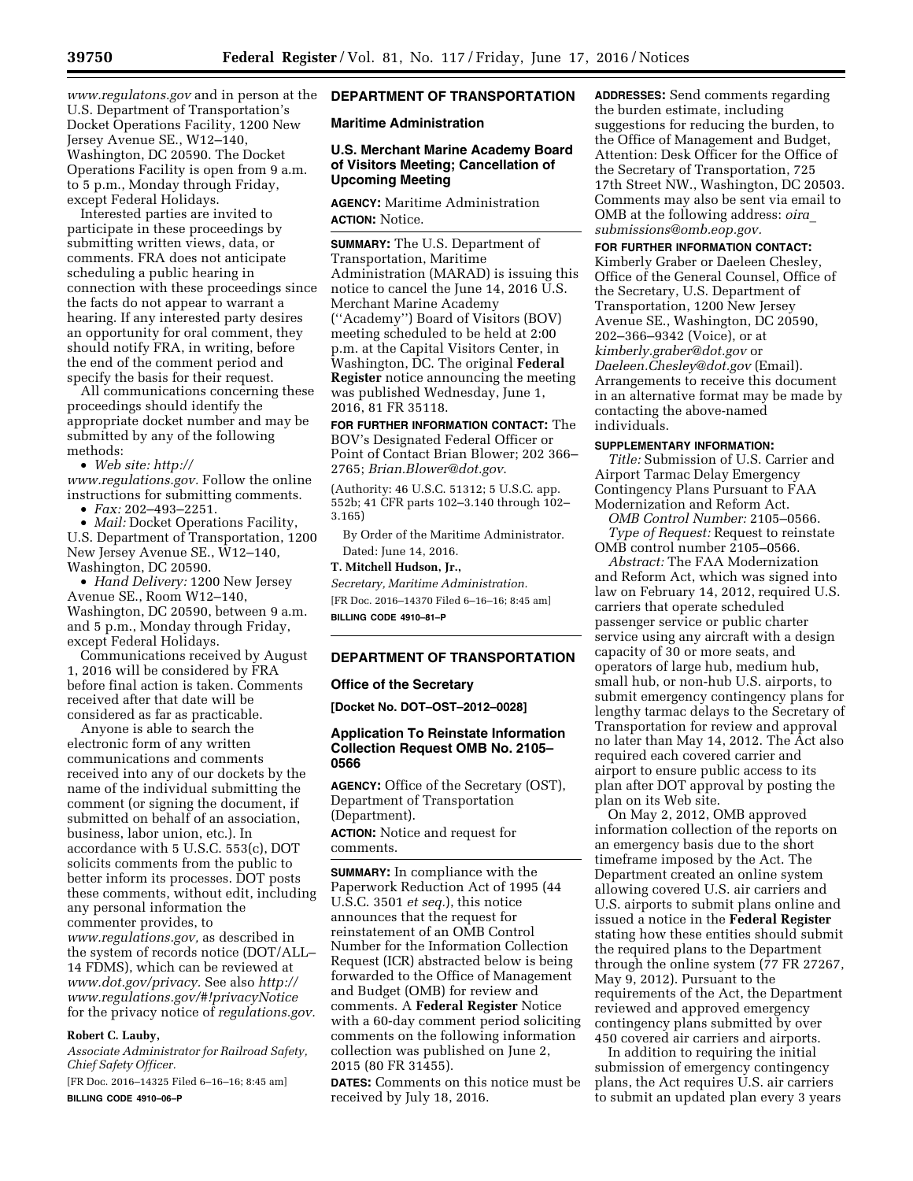*www.regulatons.gov* and in person at the U.S. Department of Transportation's Docket Operations Facility, 1200 New Jersey Avenue SE., W12–140, Washington, DC 20590. The Docket Operations Facility is open from 9 a.m. to 5 p.m., Monday through Friday, except Federal Holidays.

Interested parties are invited to participate in these proceedings by submitting written views, data, or comments. FRA does not anticipate scheduling a public hearing in connection with these proceedings since the facts do not appear to warrant a hearing. If any interested party desires an opportunity for oral comment, they should notify FRA, in writing, before the end of the comment period and specify the basis for their request.

All communications concerning these proceedings should identify the appropriate docket number and may be submitted by any of the following methods:

- *Web site: http://www.regulations.gov.* Follow the online instructions for submitting comments.
- *Fax:* 202–493–2251.
- *Mail:* Docket Operations Facility, U.S. Department of Transportation, 1200 New Jersey Avenue SE., W12–140, Washington, DC 20590.
- *Hand Delivery:* 1200 New Jersey Avenue SE., Room W12–140, Washington, DC 20590, between 9 a.m. and 5 p.m., Monday through Friday, except Federal Holidays.

Communications received by August 1, 2016 will be considered by FRA before final action is taken. Comments received after that date will be considered as far as practicable.

Anyone is able to search the electronic form of any written communications and comments received into any of our dockets by the name of the individual submitting the comment (or signing the document, if submitted on behalf of an association, business, labor union, etc.). In accordance with 5 U.S.C. 553(c), DOT solicits comments from the public to better inform its processes. DOT posts these comments, without edit, including any personal information the commenter provides, to *www.regulations.gov,* as described in the system of records notice (DOT/ALL–14 FDMS), which can be reviewed at *www.dot.gov/privacy.* See also *http://www.regulations.gov/#!privacyNotice* for the privacy notice of *regulations.gov.*

**Robert C. Lauby,**

*Associate Administrator for Railroad Safety, Chief Safety Officer.*

[FR Doc. 2016–14325 Filed 6–16–16; 8:45 am]

**BILLING CODE 4910–06–P**

## DEPARTMENT OF TRANSPORTATION

### Maritime Administration

### U.S. Merchant Marine Academy Board of Visitors Meeting; Cancellation of Upcoming Meeting

**AGENCY:** Maritime Administration

**ACTION:** Notice.

**SUMMARY:** The U.S. Department of Transportation, Maritime Administration (MARAD) is issuing this notice to cancel the June 14, 2016 U.S. Merchant Marine Academy ("Academy") Board of Visitors (BOV) meeting scheduled to be held at 2:00 p.m. at the Capital Visitors Center, in Washington, DC. The original **Federal Register** notice announcing the meeting was published Wednesday, June 1, 2016, 81 FR 35118.

**FOR FURTHER INFORMATION CONTACT:** The BOV's Designated Federal Officer or Point of Contact Brian Blower; 202 366–2765; *Brian.Blower@dot.gov*.

(Authority: 46 U.S.C. 51312; 5 U.S.C. app. 552b; 41 CFR parts 102–3.140 through 102–3.165)

By Order of the Maritime Administrator.

Dated: June 14, 2016.

**T. Mitchell Hudson, Jr.,**

*Secretary, Maritime Administration.*

[FR Doc. 2016–14370 Filed 6–16–16; 8:45 am]

**BILLING CODE 4910–81–P**

## DEPARTMENT OF TRANSPORTATION

### Office of the Secretary

**[Docket No. DOT–OST–2012–0028]**

### Application To Reinstate Information Collection Request OMB No. 2105–0566

**AGENCY:** Office of the Secretary (OST), Department of Transportation (Department).

**ACTION:** Notice and request for comments.

**SUMMARY:** In compliance with the Paperwork Reduction Act of 1995 (44 U.S.C. 3501 *et seq.*), this notice announces that the request for reinstatement of an OMB Control Number for the Information Collection Request (ICR) abstracted below is being forwarded to the Office of Management and Budget (OMB) for review and comments. A **Federal Register** Notice with a 60-day comment period soliciting comments on the following information collection was published on June 2, 2015 (80 FR 31455).

**DATES:** Comments on this notice must be received by July 18, 2016.

**ADDRESSES:** Send comments regarding the burden estimate, including suggestions for reducing the burden, to the Office of Management and Budget, Attention: Desk Officer for the Office of the Secretary of Transportation, 725 17th Street NW., Washington, DC 20503. Comments may also be sent via email to OMB at the following address: *oira_submissions@omb.eop.gov.*

**FOR FURTHER INFORMATION CONTACT:** Kimberly Graber or Daeleen Chesley, Office of the General Counsel, Office of the Secretary, U.S. Department of Transportation, 1200 New Jersey Avenue SE., Washington, DC 20590, 202–366–9342 (Voice), or at *kimberly.graber@dot.gov* or *Daeleen.Chesley@dot.gov* (Email). Arrangements to receive this document in an alternative format may be made by contacting the above-named individuals.

**SUPPLEMENTARY INFORMATION:**

*Title:* Submission of U.S. Carrier and Airport Tarmac Delay Emergency Contingency Plans Pursuant to FAA Modernization and Reform Act.

*OMB Control Number:* 2105–0566.

*Type of Request:* Request to reinstate OMB control number 2105–0566.

*Abstract:* The FAA Modernization and Reform Act, which was signed into law on February 14, 2012, required U.S. carriers that operate scheduled passenger service or public charter service using any aircraft with a design capacity of 30 or more seats, and operators of large hub, medium hub, small hub, or non-hub U.S. airports, to submit emergency contingency plans for lengthy tarmac delays to the Secretary of Transportation for review and approval no later than May 14, 2012. The Act also required each covered carrier and airport to ensure public access to its plan after DOT approval by posting the plan on its Web site.

On May 2, 2012, OMB approved information collection of the reports on an emergency basis due to the short timeframe imposed by the Act. The Department created an online system allowing covered U.S. air carriers and U.S. airports to submit plans online and issued a notice in the **Federal Register** stating how these entities should submit the required plans to the Department through the online system (77 FR 27267, May 9, 2012). Pursuant to the requirements of the Act, the Department reviewed and approved emergency contingency plans submitted by over 450 covered air carriers and airports.

In addition to requiring the initial submission of emergency contingency plans, the Act requires U.S. air carriers to submit an updated plan every 3 years